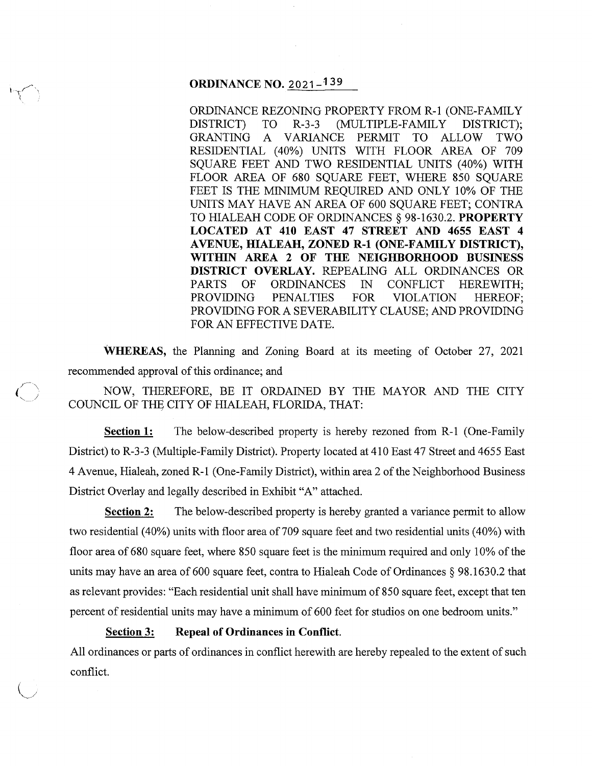# ORDINANCE NO. 2021-139

ORDINANCE REZONING PROPERTY FROM R-1 (ONE-FAMILY DISTRICT) TO R-3-3 (MULTIPLE-FAMILY DISTRICT); GRANTING A VARIANCE PERMIT TO ALLOW TWO RESIDENTIAL (40%) UNITS WITH FLOOR AREA OF 709 SQUARE FEET AND TWO RESIDENTIAL UNITS (40%) WITH FLOOR AREA OF 680 SQUARE FEET, WHERE 850 SQUARE FEET IS THE MINIMUM REQUIRED AND ONLY 10% OF THE UNITS MAY HAVE AN AREA OF 600 SQUARE FEET; CONTRA TO HIALEAH CODE OF ORDINANCES § 98-1630.2. **PROPERTY LOCATED AT 410 EAST 47 STREET AND 4655 EAST 4 AVENUE, HIALEAH, ZONED R-1 (ONE-FAMILY DISTRICT), WITHIN AREA 2 OF THE NEIGHBORHOOD BUSINESS DISTRICT OVERLAY.** REPEALING ALL ORDINANCES OR PARTS OF ORDINANCES IN CONFLICT HEREWITH; PROVIDING PENALTIES FOR VIOLATION HEREOF; PROVIDING FOR A SEVERABILITY CLAUSE; AND PROVIDING FOR AN EFFECTIVE DATE.

**WHEREAS,** the Planning and Zoning Board at its meeting of October 27, 2021 recommended approval of this ordinance; and

NOW, THEREFORE, BE IT ORDAINED BY THE MAYOR AND THE CITY COUNCIL OF THE CITY OF HIALEAH, FLORIDA, THAT:

**Section 1:** The below-described property is hereby rezoned from R-1 (One-Family District) to R-3-3 (Multiple-Family District). Property located at 410 East 47 Street and 4655 East 4 Avenue, Hialeah, zoned R-1 (One-Family District), within area 2 of the Neighborhood Business District Overlay and legally described in Exhibit "A" attached.

**Section 2:** The below-described property is hereby granted a variance permit to allow two residential (40%) units with floor area of 709 square feet and two residential units (40%) with floor area of 680 square feet, where 850 square feet is the minimum required and only 10% of the units may have an area of 600 square feet, contra to Hialeah Code of Ordinances § 98.1630.2 that as relevant provides: "Each residential unit shall have minimum of 850 square feet, except that ten percent of residential units may have a minimum of 600 feet for studios on one bedroom units."

**Section 3: Repeal of Ordinances in Conflict.**

All ordinances or parts of ordinances in conflict herewith are hereby repealed to the extent of such conflict.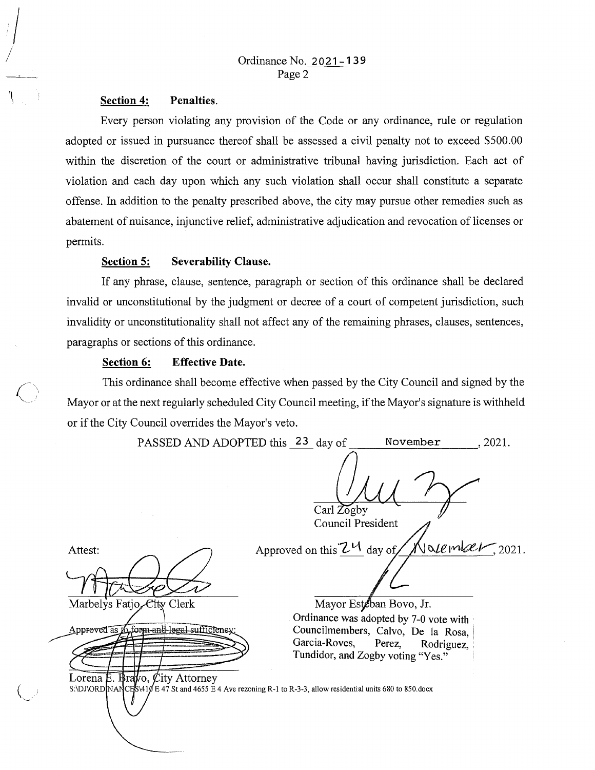Ordinance No. 2021-139

**Section 4: Penalties.**

Every person violating any provision of the Code or any ordinance, rule or regulation adopted or issued in pursuance thereof shall be assessed a civil penalty not to exceed $500.00 within the discretion of the court or administrative tribunal having jurisdiction. Each act of violation and each day upon which any such violation shall occur shall constitute a separate offense. In addition to the penalty prescribed above, the city may pursue other remedies such as abatement of nuisance, injunctive relief, administrative adjudication and revocation of licenses or permits.

**Section 5: Severability Clause.**

If any phrase, clause, sentence, paragraph or section of this ordinance shall be declared invalid or unconstitutional by the judgment or decree of a court of competent jurisdiction, such invalidity or unconstitutionality shall not affect any of the remaining phrases, clauses, sentences, paragraphs or sections of this ordinance.

**Section 6: Effective Date.**

This ordinance shall become effective when passed by the City Council and signed by the Mayor or at the next regularly scheduled City Council meeting, if the Mayor's signature is withheld or if the City Council overrides the Mayor's veto.

PASSED AND ADOPTED this 23 day of November, 2021.

Carl Zogby
Council President

Approved on this 24 day of November, 2021.

Attest:

Marbelys Fatjo, City Clerk

Mayor Esteban Bovo, Jr.

Ordinance was adopted by 7-0 vote with Councilmembers, Calvo, De la Rosa, Garcia-Roves, Perez, Rodriguez, Tundidor, and Zogby voting "Yes."

Approved as to form and legal sufficiency:

Lorena E. Bravo, City Attorney

S:\DJ\ORDINANCES\410 E 47 St and 4655 E 4 Ave rezoning R-1 to R-3-3, allow residential units 680 to 850.docx